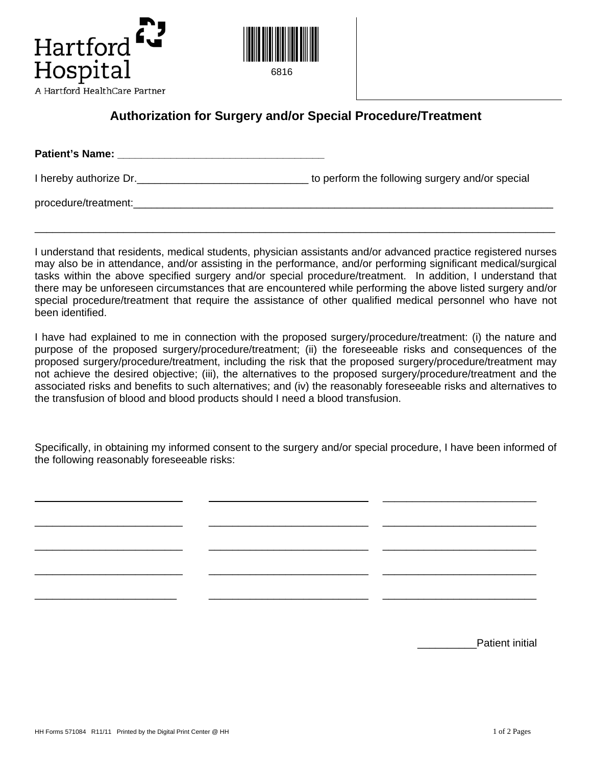Hartford Hospital

A Hartford HealthCare Partner

6816

## Authorization for Surgery and/or Special Procedure/Treatment

**Patient's Name: ___________________________________**

I hereby authorize Dr.______________________________ to perform the following surgery and/or special

procedure/treatment:___________________________________________________________________________

_______________________________________________________________________________________________

I understand that residents, medical students, physician assistants and/or advanced practice registered nurses may also be in attendance, and/or assisting in the performance, and/or performing significant medical/surgical tasks within the above specified surgery and/or special procedure/treatment. In addition, I understand that there may be unforeseen circumstances that are encountered while performing the above listed surgery and/or special procedure/treatment that require the assistance of other qualified medical personnel who have not been identified.

I have had explained to me in connection with the proposed surgery/procedure/treatment: (i) the nature and purpose of the proposed surgery/procedure/treatment; (ii) the foreseeable risks and consequences of the proposed surgery/procedure/treatment, including the risk that the proposed surgery/procedure/treatment may not achieve the desired objective; (iii), the alternatives to the proposed surgery/procedure/treatment and the associated risks and benefits to such alternatives; and (iv) the reasonably foreseeable risks and alternatives to the transfusion of blood and blood products should I need a blood transfusion.

Specifically, in obtaining my informed consent to the surgery and/or special procedure, I have been informed of the following reasonably foreseeable risks:

_________________________ _________________________ _________________________

_________________________ _________________________ _________________________

_________________________ _________________________ _________________________

_________________________ _________________________ _________________________

_________________________ _________________________ _________________________

__________Patient initial

HH Forms 571084 R11/11 Printed by the Digital Print Center @ HH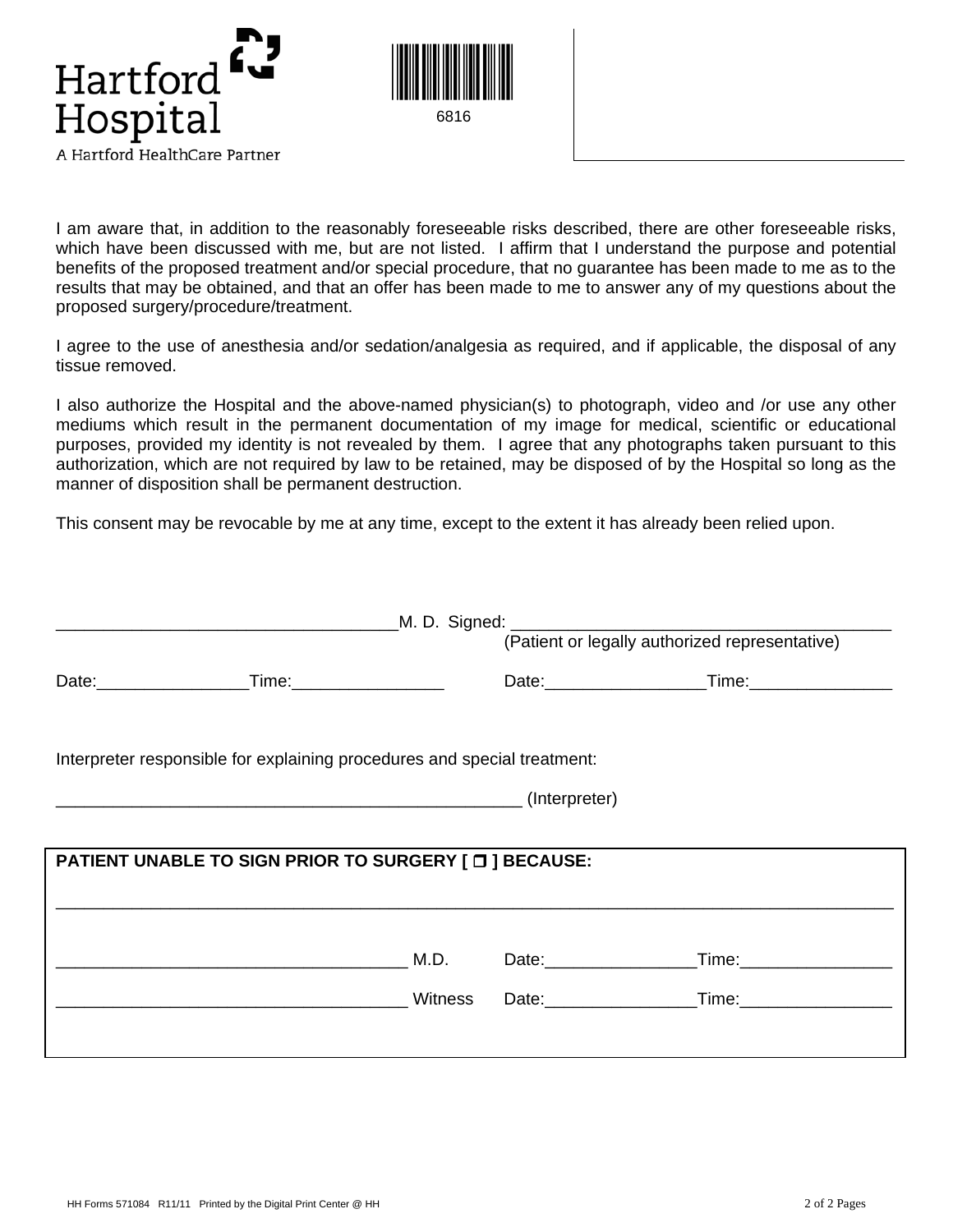Hartford Hospital

A Hartford HealthCare Partner

6816

I am aware that, in addition to the reasonably foreseeable risks described, there are other foreseeable risks, which have been discussed with me, but are not listed. I affirm that I understand the purpose and potential benefits of the proposed treatment and/or special procedure, that no guarantee has been made to me as to the results that may be obtained, and that an offer has been made to me to answer any of my questions about the proposed surgery/procedure/treatment.

I agree to the use of anesthesia and/or sedation/analgesia as required, and if applicable, the disposal of any tissue removed.

I also authorize the Hospital and the above-named physician(s) to photograph, video and /or use any other mediums which result in the permanent documentation of my image for medical, scientific or educational purposes, provided my identity is not revealed by them. I agree that any photographs taken pursuant to this authorization, which are not required by law to be retained, may be disposed of by the Hospital so long as the manner of disposition shall be permanent destruction.

This consent may be revocable by me at any time, except to the extent it has already been relied upon.

___________________________________M. D. Signed: ________________________________________
(Patient or legally authorized representative)

Date:________________Time:________________ Date:_________________Time:_______________

Interpreter responsible for explaining procedures and special treatment:

__________________________________________________ (Interpreter)

**PATIENT UNABLE TO SIGN PRIOR TO SURGERY [ ❐ ] BECAUSE:**

____________________________________________________________________________________

_____________________________________ M.D. Date:________________Time:________________

_____________________________________ Witness Date:________________Time:________________

HH Forms 571084 R11/11 Printed by the Digital Print Center @ HH